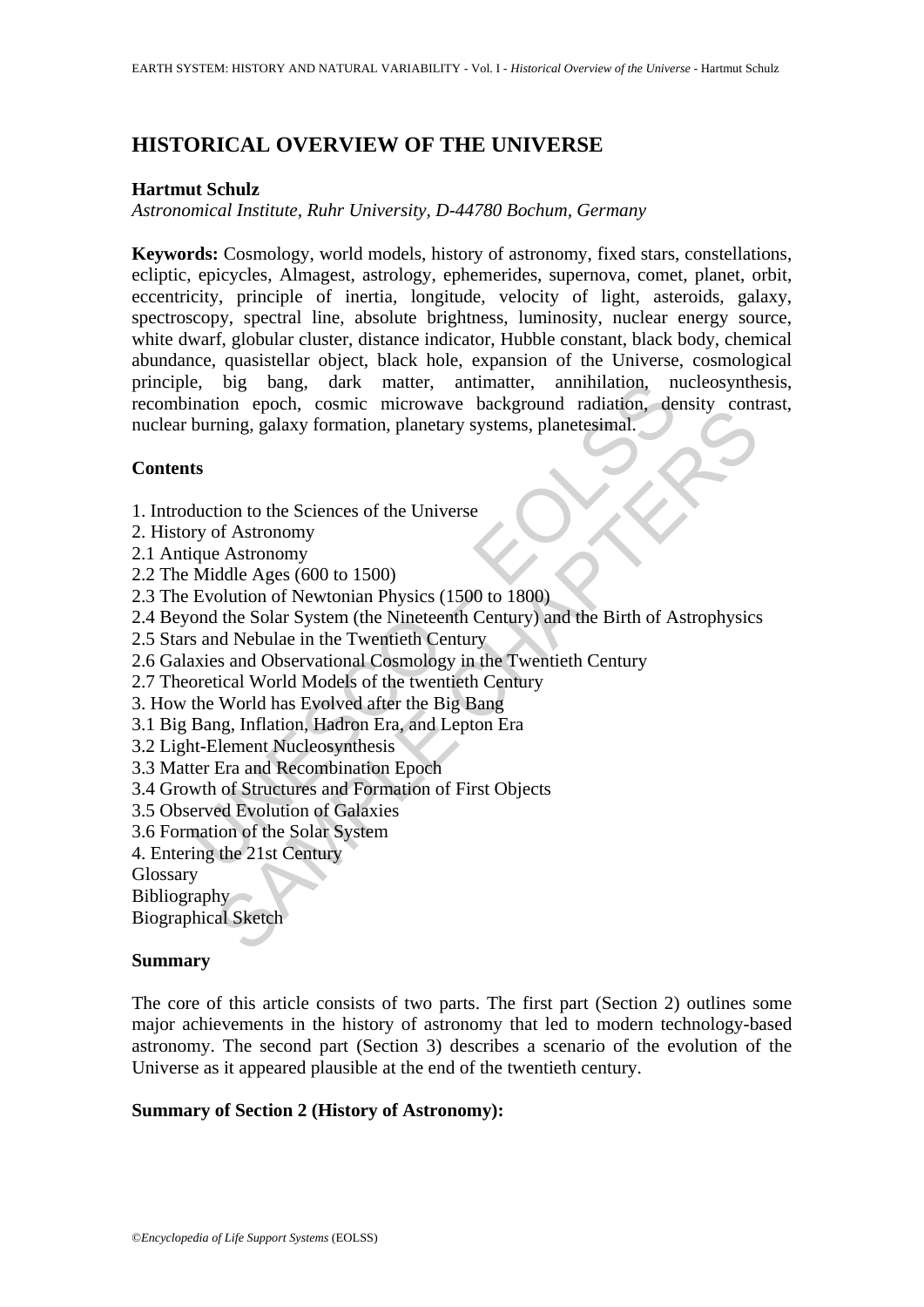# HISTORICAL OVERVIEW OF THE UNIVERSE

**Hartmut Schulz**

*Astronomical Institute, Ruhr University, D-44780 Bochum, Germany*

**Keywords:** Cosmology, world models, history of astronomy, fixed stars, constellations, ecliptic, epicycles, Almagest, astrology, ephemerides, supernova, comet, planet, orbit, eccentricity, principle of inertia, longitude, velocity of light, asteroids, galaxy, spectroscopy, spectral line, absolute brightness, luminosity, nuclear energy source, white dwarf, globular cluster, distance indicator, Hubble constant, black body, chemical abundance, quasistellar object, black hole, expansion of the Universe, cosmological principle, big bang, dark matter, antimatter, annihilation, nucleosynthesis, recombination epoch, cosmic microwave background radiation, density contrast, nuclear burning, galaxy formation, planetary systems, planetesimal.

## Contents

1. Introduction to the Sciences of the Universe
2. History of Astronomy
2.1 Antique Astronomy
2.2 The Middle Ages (600 to 1500)
2.3 The Evolution of Newtonian Physics (1500 to 1800)
2.4 Beyond the Solar System (the Nineteenth Century) and the Birth of Astrophysics
2.5 Stars and Nebulae in the Twentieth Century
2.6 Galaxies and Observational Cosmology in the Twentieth Century
2.7 Theoretical World Models of the twentieth Century
3. How the World has Evolved after the Big Bang
3.1 Big Bang, Inflation, Hadron Era, and Lepton Era
3.2 Light-Element Nucleosynthesis
3.3 Matter Era and Recombination Epoch
3.4 Growth of Structures and Formation of First Objects
3.5 Observed Evolution of Galaxies
3.6 Formation of the Solar System
4. Entering the 21st Century

Glossary

Bibliography

Biographical Sketch

## Summary

The core of this article consists of two parts. The first part (Section 2) outlines some major achievements in the history of astronomy that led to modern technology-based astronomy. The second part (Section 3) describes a scenario of the evolution of the Universe as it appeared plausible at the end of the twentieth century.

**Summary of Section 2 (History of Astronomy):**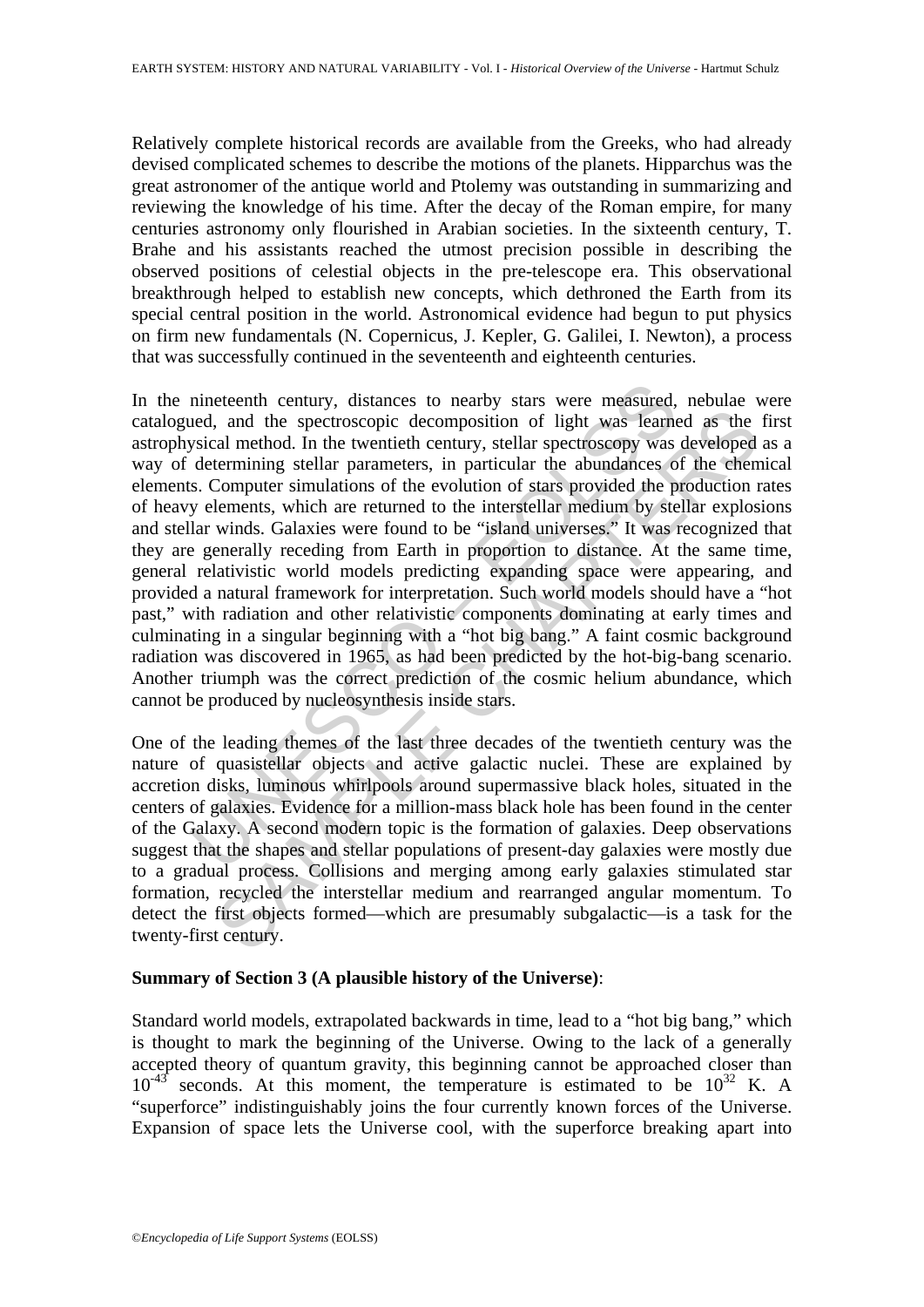Relatively complete historical records are available from the Greeks, who had already devised complicated schemes to describe the motions of the planets. Hipparchus was the great astronomer of the antique world and Ptolemy was outstanding in summarizing and reviewing the knowledge of his time. After the decay of the Roman empire, for many centuries astronomy only flourished in Arabian societies. In the sixteenth century, T. Brahe and his assistants reached the utmost precision possible in describing the observed positions of celestial objects in the pre-telescope era. This observational breakthrough helped to establish new concepts, which dethroned the Earth from its special central position in the world. Astronomical evidence had begun to put physics on firm new fundamentals (N. Copernicus, J. Kepler, G. Galilei, I. Newton), a process that was successfully continued in the seventeenth and eighteenth centuries.

In the nineteenth century, distances to nearby stars were measured, nebulae were catalogued, and the spectroscopic decomposition of light was learned as the first astrophysical method. In the twentieth century, stellar spectroscopy was developed as a way of determining stellar parameters, in particular the abundances of the chemical elements. Computer simulations of the evolution of stars provided the production rates of heavy elements, which are returned to the interstellar medium by stellar explosions and stellar winds. Galaxies were found to be "island universes." It was recognized that they are generally receding from Earth in proportion to distance. At the same time, general relativistic world models predicting expanding space were appearing, and provided a natural framework for interpretation. Such world models should have a "hot past," with radiation and other relativistic components dominating at early times and culminating in a singular beginning with a "hot big bang." A faint cosmic background radiation was discovered in 1965, as had been predicted by the hot-big-bang scenario. Another triumph was the correct prediction of the cosmic helium abundance, which cannot be produced by nucleosynthesis inside stars.

One of the leading themes of the last three decades of the twentieth century was the nature of quasistellar objects and active galactic nuclei. These are explained by accretion disks, luminous whirlpools around supermassive black holes, situated in the centers of galaxies. Evidence for a million-mass black hole has been found in the center of the Galaxy. A second modern topic is the formation of galaxies. Deep observations suggest that the shapes and stellar populations of present-day galaxies were mostly due to a gradual process. Collisions and merging among early galaxies stimulated star formation, recycled the interstellar medium and rearranged angular momentum. To detect the first objects formed—which are presumably subgalactic—is a task for the twenty-first century.

**Summary of Section 3 (A plausible history of the Universe)**:

Standard world models, extrapolated backwards in time, lead to a "hot big bang," which is thought to mark the beginning of the Universe. Owing to the lack of a generally accepted theory of quantum gravity, this beginning cannot be approached closer than $10^{-43}$ seconds. At this moment, the temperature is estimated to be $10^{32}$ K. A "superforce" indistinguishably joins the four currently known forces of the Universe. Expansion of space lets the Universe cool, with the superforce breaking apart into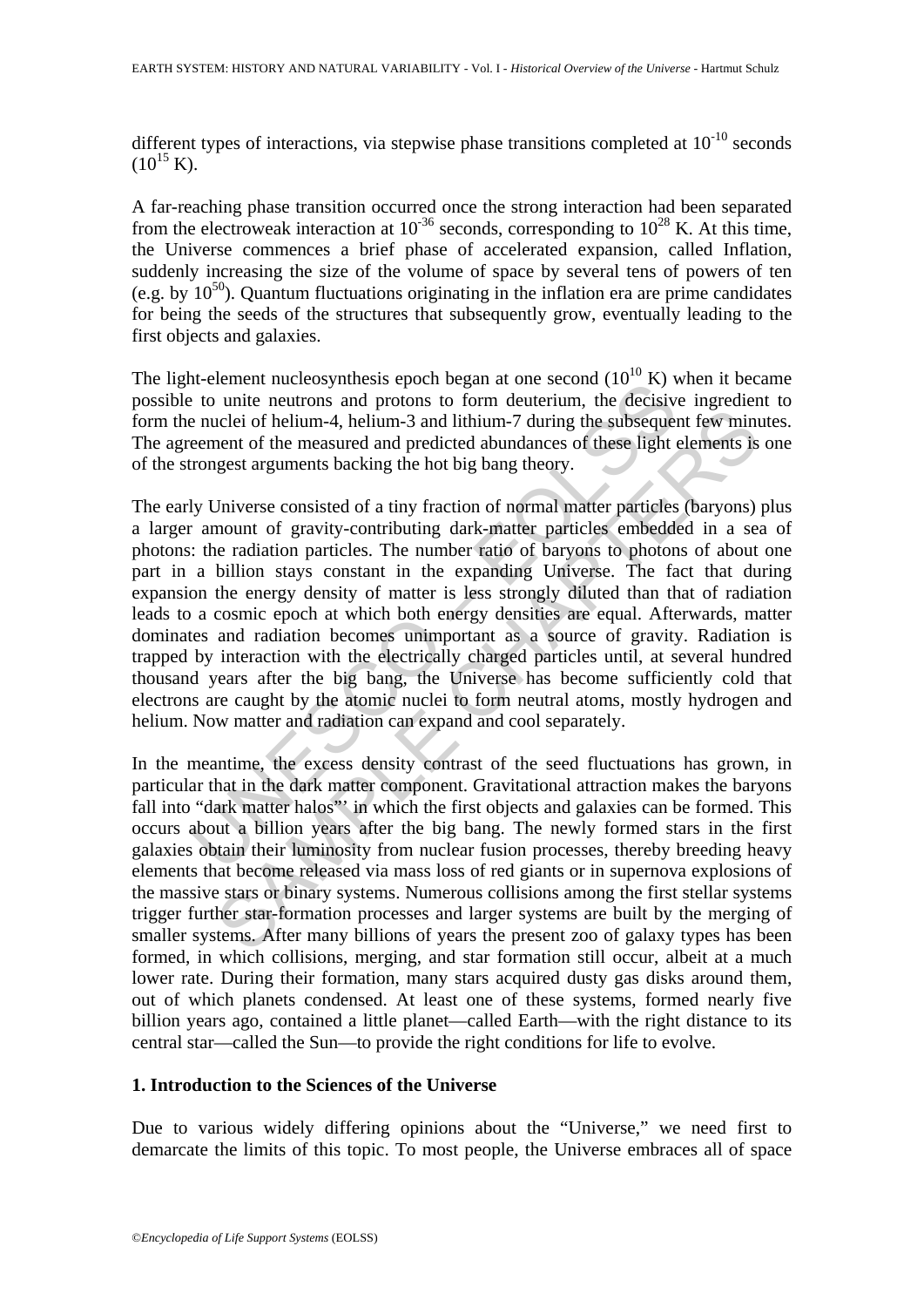different types of interactions, via stepwise phase transitions completed at $10^{-10}$ seconds ($10^{15}$ K).

A far-reaching phase transition occurred once the strong interaction had been separated from the electroweak interaction at $10^{-36}$ seconds, corresponding to $10^{28}$ K. At this time, the Universe commences a brief phase of accelerated expansion, called Inflation, suddenly increasing the size of the volume of space by several tens of powers of ten (e.g. by $10^{50}$). Quantum fluctuations originating in the inflation era are prime candidates for being the seeds of the structures that subsequently grow, eventually leading to the first objects and galaxies.

The light-element nucleosynthesis epoch began at one second ($10^{10}$ K) when it became possible to unite neutrons and protons to form deuterium, the decisive ingredient to form the nuclei of helium-4, helium-3 and lithium-7 during the subsequent few minutes. The agreement of the measured and predicted abundances of these light elements is one of the strongest arguments backing the hot big bang theory.

The early Universe consisted of a tiny fraction of normal matter particles (baryons) plus a larger amount of gravity-contributing dark-matter particles embedded in a sea of photons: the radiation particles. The number ratio of baryons to photons of about one part in a billion stays constant in the expanding Universe. The fact that during expansion the energy density of matter is less strongly diluted than that of radiation leads to a cosmic epoch at which both energy densities are equal. Afterwards, matter dominates and radiation becomes unimportant as a source of gravity. Radiation is trapped by interaction with the electrically charged particles until, at several hundred thousand years after the big bang, the Universe has become sufficiently cold that electrons are caught by the atomic nuclei to form neutral atoms, mostly hydrogen and helium. Now matter and radiation can expand and cool separately.

In the meantime, the excess density contrast of the seed fluctuations has grown, in particular that in the dark matter component. Gravitational attraction makes the baryons fall into "dark matter halos"' in which the first objects and galaxies can be formed. This occurs about a billion years after the big bang. The newly formed stars in the first galaxies obtain their luminosity from nuclear fusion processes, thereby breeding heavy elements that become released via mass loss of red giants or in supernova explosions of the massive stars or binary systems. Numerous collisions among the first stellar systems trigger further star-formation processes and larger systems are built by the merging of smaller systems. After many billions of years the present zoo of galaxy types has been formed, in which collisions, merging, and star formation still occur, albeit at a much lower rate. During their formation, many stars acquired dusty gas disks around them, out of which planets condensed. At least one of these systems, formed nearly five billion years ago, contained a little planet—called Earth—with the right distance to its central star—called the Sun—to provide the right conditions for life to evolve.

## 1. Introduction to the Sciences of the Universe

Due to various widely differing opinions about the "Universe," we need first to demarcate the limits of this topic. To most people, the Universe embraces all of space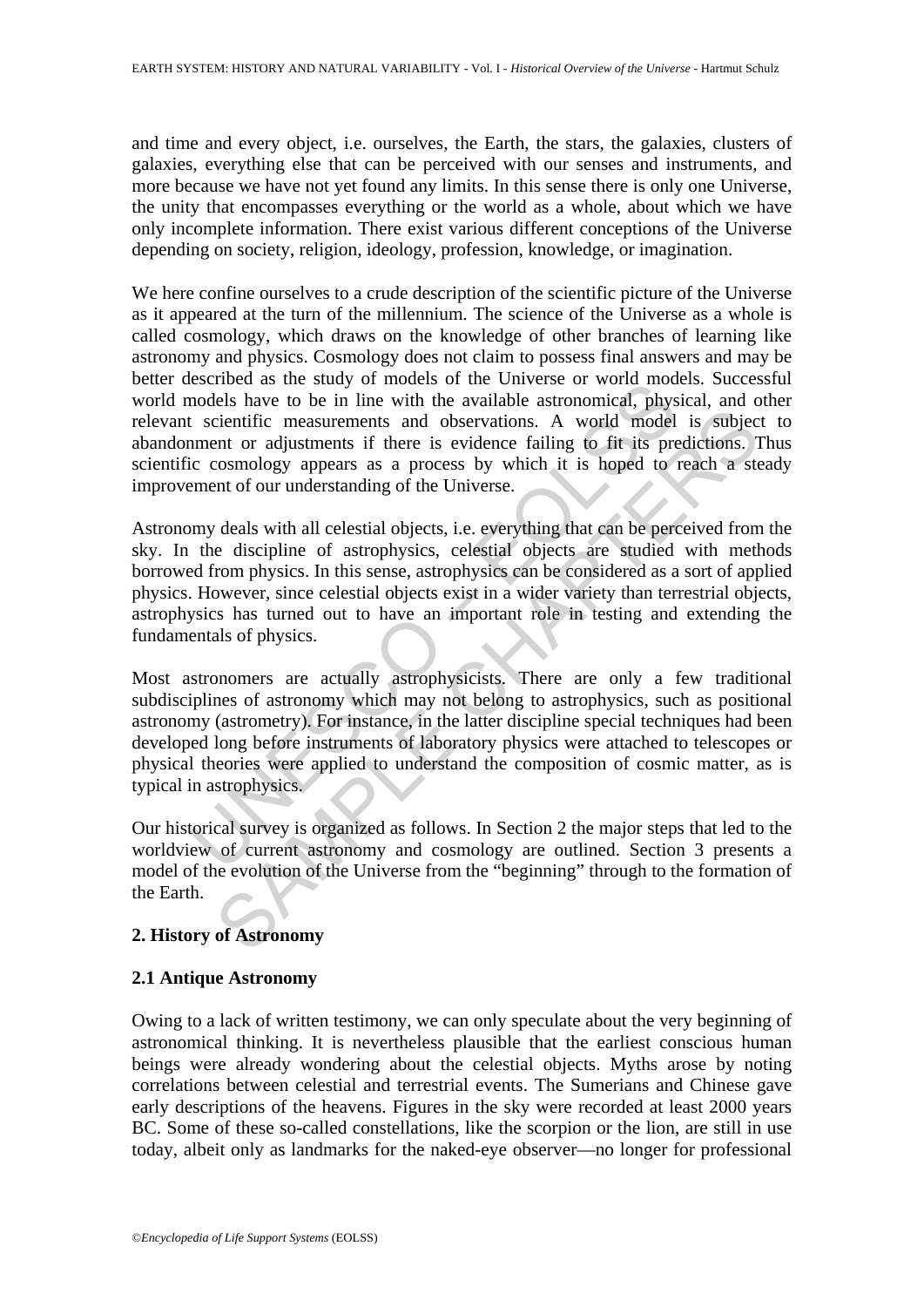and time and every object, i.e. ourselves, the Earth, the stars, the galaxies, clusters of galaxies, everything else that can be perceived with our senses and instruments, and more because we have not yet found any limits. In this sense there is only one Universe, the unity that encompasses everything or the world as a whole, about which we have only incomplete information. There exist various different conceptions of the Universe depending on society, religion, ideology, profession, knowledge, or imagination.

We here confine ourselves to a crude description of the scientific picture of the Universe as it appeared at the turn of the millennium. The science of the Universe as a whole is called cosmology, which draws on the knowledge of other branches of learning like astronomy and physics. Cosmology does not claim to possess final answers and may be better described as the study of models of the Universe or world models. Successful world models have to be in line with the available astronomical, physical, and other relevant scientific measurements and observations. A world model is subject to abandonment or adjustments if there is evidence failing to fit its predictions. Thus scientific cosmology appears as a process by which it is hoped to reach a steady improvement of our understanding of the Universe.

Astronomy deals with all celestial objects, i.e. everything that can be perceived from the sky. In the discipline of astrophysics, celestial objects are studied with methods borrowed from physics. In this sense, astrophysics can be considered as a sort of applied physics. However, since celestial objects exist in a wider variety than terrestrial objects, astrophysics has turned out to have an important role in testing and extending the fundamentals of physics.

Most astronomers are actually astrophysicists. There are only a few traditional subdisciplines of astronomy which may not belong to astrophysics, such as positional astronomy (astrometry). For instance, in the latter discipline special techniques had been developed long before instruments of laboratory physics were attached to telescopes or physical theories were applied to understand the composition of cosmic matter, as is typical in astrophysics.

Our historical survey is organized as follows. In Section 2 the major steps that led to the worldview of current astronomy and cosmology are outlined. Section 3 presents a model of the evolution of the Universe from the "beginning" through to the formation of the Earth.

## 2. History of Astronomy

### 2.1 Antique Astronomy

Owing to a lack of written testimony, we can only speculate about the very beginning of astronomical thinking. It is nevertheless plausible that the earliest conscious human beings were already wondering about the celestial objects. Myths arose by noting correlations between celestial and terrestrial events. The Sumerians and Chinese gave early descriptions of the heavens. Figures in the sky were recorded at least 2000 years BC. Some of these so-called constellations, like the scorpion or the lion, are still in use today, albeit only as landmarks for the naked-eye observer—no longer for professional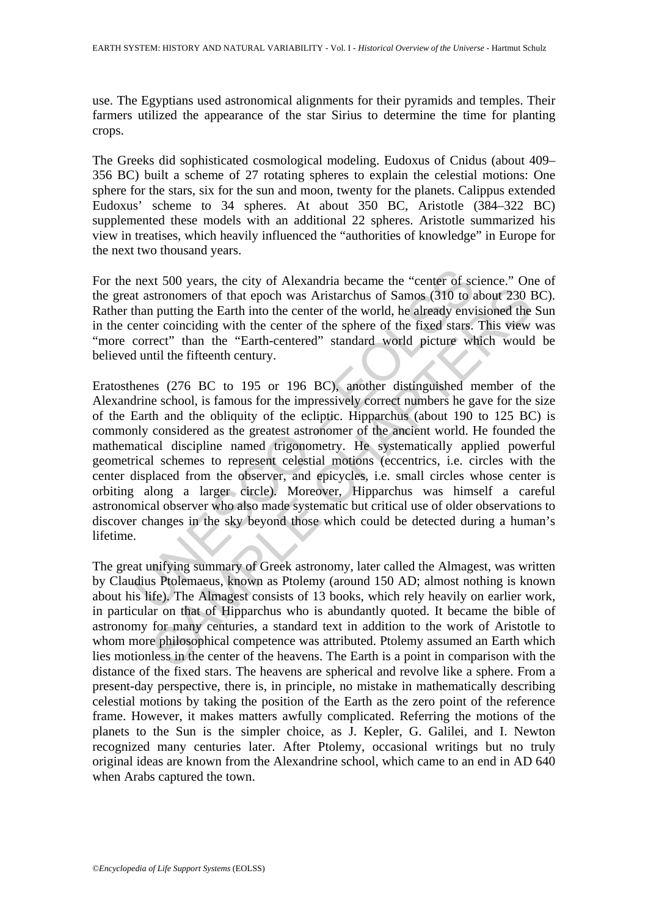use. The Egyptians used astronomical alignments for their pyramids and temples. Their farmers utilized the appearance of the star Sirius to determine the time for planting crops.

The Greeks did sophisticated cosmological modeling. Eudoxus of Cnidus (about 409–356 BC) built a scheme of 27 rotating spheres to explain the celestial motions: One sphere for the stars, six for the sun and moon, twenty for the planets. Calippus extended Eudoxus' scheme to 34 spheres. At about 350 BC, Aristotle (384–322 BC) supplemented these models with an additional 22 spheres. Aristotle summarized his view in treatises, which heavily influenced the "authorities of knowledge" in Europe for the next two thousand years.

For the next 500 years, the city of Alexandria became the "center of science." One of the great astronomers of that epoch was Aristarchus of Samos (310 to about 230 BC). Rather than putting the Earth into the center of the world, he already envisioned the Sun in the center coinciding with the center of the sphere of the fixed stars. This view was "more correct" than the "Earth-centered" standard world picture which would be believed until the fifteenth century.

Eratosthenes (276 BC to 195 or 196 BC), another distinguished member of the Alexandrine school, is famous for the impressively correct numbers he gave for the size of the Earth and the obliquity of the ecliptic. Hipparchus (about 190 to 125 BC) is commonly considered as the greatest astronomer of the ancient world. He founded the mathematical discipline named trigonometry. He systematically applied powerful geometrical schemes to represent celestial motions (eccentrics, i.e. circles with the center displaced from the observer, and epicycles, i.e. small circles whose center is orbiting along a larger circle). Moreover, Hipparchus was himself a careful astronomical observer who also made systematic but critical use of older observations to discover changes in the sky beyond those which could be detected during a human's lifetime.

The great unifying summary of Greek astronomy, later called the Almagest, was written by Claudius Ptolemaeus, known as Ptolemy (around 150 AD; almost nothing is known about his life). The Almagest consists of 13 books, which rely heavily on earlier work, in particular on that of Hipparchus who is abundantly quoted. It became the bible of astronomy for many centuries, a standard text in addition to the work of Aristotle to whom more philosophical competence was attributed. Ptolemy assumed an Earth which lies motionless in the center of the heavens. The Earth is a point in comparison with the distance of the fixed stars. The heavens are spherical and revolve like a sphere. From a present-day perspective, there is, in principle, no mistake in mathematically describing celestial motions by taking the position of the Earth as the zero point of the reference frame. However, it makes matters awfully complicated. Referring the motions of the planets to the Sun is the simpler choice, as J. Kepler, G. Galilei, and I. Newton recognized many centuries later. After Ptolemy, occasional writings but no truly original ideas are known from the Alexandrine school, which came to an end in AD 640 when Arabs captured the town.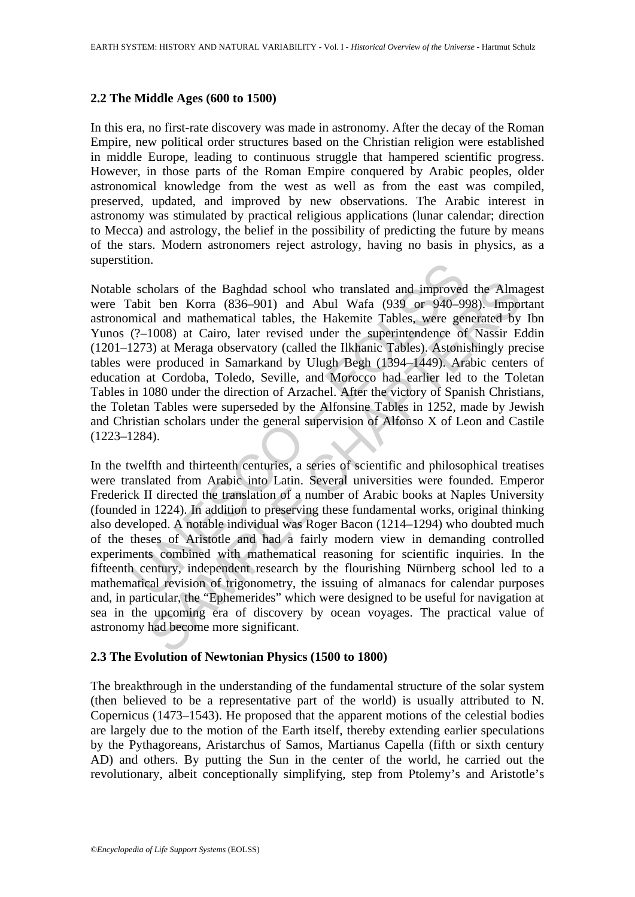### 2.2 The Middle Ages (600 to 1500)

In this era, no first-rate discovery was made in astronomy. After the decay of the Roman Empire, new political order structures based on the Christian religion were established in middle Europe, leading to continuous struggle that hampered scientific progress. However, in those parts of the Roman Empire conquered by Arabic peoples, older astronomical knowledge from the west as well as from the east was compiled, preserved, updated, and improved by new observations. The Arabic interest in astronomy was stimulated by practical religious applications (lunar calendar; direction to Mecca) and astrology, the belief in the possibility of predicting the future by means of the stars. Modern astronomers reject astrology, having no basis in physics, as a superstition.

Notable scholars of the Baghdad school who translated and improved the Almagest were Tabit ben Korra (836–901) and Abul Wafa (939 or 940–998). Important astronomical and mathematical tables, the Hakemite Tables, were generated by Ibn Yunos (?–1008) at Cairo, later revised under the superintendence of Nassir Eddin (1201–1273) at Meraga observatory (called the Ilkhanic Tables). Astonishingly precise tables were produced in Samarkand by Ulugh Begh (1394–1449). Arabic centers of education at Cordoba, Toledo, Seville, and Morocco had earlier led to the Toletan Tables in 1080 under the direction of Arzachel. After the victory of Spanish Christians, the Toletan Tables were superseded by the Alfonsine Tables in 1252, made by Jewish and Christian scholars under the general supervision of Alfonso X of Leon and Castile (1223–1284).

In the twelfth and thirteenth centuries, a series of scientific and philosophical treatises were translated from Arabic into Latin. Several universities were founded. Emperor Frederick II directed the translation of a number of Arabic books at Naples University (founded in 1224). In addition to preserving these fundamental works, original thinking also developed. A notable individual was Roger Bacon (1214–1294) who doubted much of the theses of Aristotle and had a fairly modern view in demanding controlled experiments combined with mathematical reasoning for scientific inquiries. In the fifteenth century, independent research by the flourishing Nürnberg school led to a mathematical revision of trigonometry, the issuing of almanacs for calendar purposes and, in particular, the "Ephemerides" which were designed to be useful for navigation at sea in the upcoming era of discovery by ocean voyages. The practical value of astronomy had become more significant.

### 2.3 The Evolution of Newtonian Physics (1500 to 1800)

The breakthrough in the understanding of the fundamental structure of the solar system (then believed to be a representative part of the world) is usually attributed to N. Copernicus (1473–1543). He proposed that the apparent motions of the celestial bodies are largely due to the motion of the Earth itself, thereby extending earlier speculations by the Pythagoreans, Aristarchus of Samos, Martianus Capella (fifth or sixth century AD) and others. By putting the Sun in the center of the world, he carried out the revolutionary, albeit conceptionally simplifying, step from Ptolemy's and Aristotle's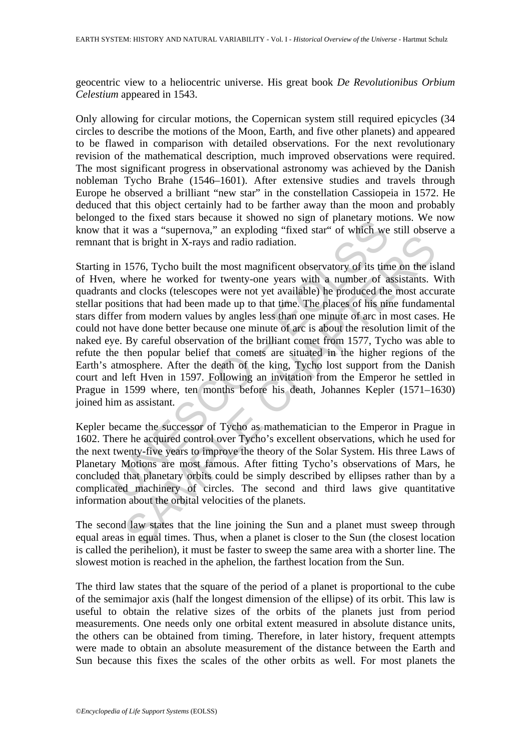geocentric view to a heliocentric universe. His great book *De Revolutionibus Orbium Celestium* appeared in 1543.

Only allowing for circular motions, the Copernican system still required epicycles (34 circles to describe the motions of the Moon, Earth, and five other planets) and appeared to be flawed in comparison with detailed observations. For the next revolutionary revision of the mathematical description, much improved observations were required. The most significant progress in observational astronomy was achieved by the Danish nobleman Tycho Brahe (1546–1601). After extensive studies and travels through Europe he observed a brilliant "new star" in the constellation Cassiopeia in 1572. He deduced that this object certainly had to be farther away than the moon and probably belonged to the fixed stars because it showed no sign of planetary motions. We now know that it was a "supernova," an exploding "fixed star" of which we still observe a remnant that is bright in X-rays and radio radiation.

Starting in 1576, Tycho built the most magnificent observatory of its time on the island of Hven, where he worked for twenty-one years with a number of assistants. With quadrants and clocks (telescopes were not yet available) he produced the most accurate stellar positions that had been made up to that time. The places of his nine fundamental stars differ from modern values by angles less than one minute of arc in most cases. He could not have done better because one minute of arc is about the resolution limit of the naked eye. By careful observation of the brilliant comet from 1577, Tycho was able to refute the then popular belief that comets are situated in the higher regions of the Earth's atmosphere. After the death of the king, Tycho lost support from the Danish court and left Hven in 1597. Following an invitation from the Emperor he settled in Prague in 1599 where, ten months before his death, Johannes Kepler (1571–1630) joined him as assistant.

Kepler became the successor of Tycho as mathematician to the Emperor in Prague in 1602. There he acquired control over Tycho's excellent observations, which he used for the next twenty-five years to improve the theory of the Solar System. His three Laws of Planetary Motions are most famous. After fitting Tycho's observations of Mars, he concluded that planetary orbits could be simply described by ellipses rather than by a complicated machinery of circles. The second and third laws give quantitative information about the orbital velocities of the planets.

The second law states that the line joining the Sun and a planet must sweep through equal areas in equal times. Thus, when a planet is closer to the Sun (the closest location is called the perihelion), it must be faster to sweep the same area with a shorter line. The slowest motion is reached in the aphelion, the farthest location from the Sun.

The third law states that the square of the period of a planet is proportional to the cube of the semimajor axis (half the longest dimension of the ellipse) of its orbit. This law is useful to obtain the relative sizes of the orbits of the planets just from period measurements. One needs only one orbital extent measured in absolute distance units, the others can be obtained from timing. Therefore, in later history, frequent attempts were made to obtain an absolute measurement of the distance between the Earth and Sun because this fixes the scales of the other orbits as well. For most planets the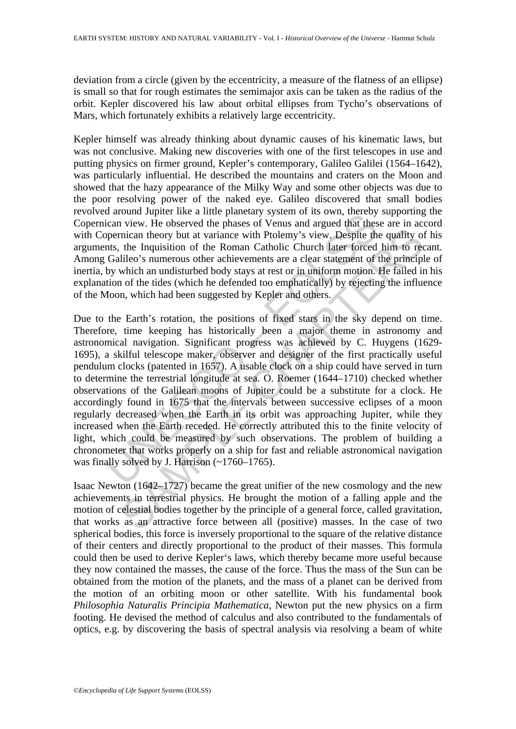deviation from a circle (given by the eccentricity, a measure of the flatness of an ellipse) is small so that for rough estimates the semimajor axis can be taken as the radius of the orbit. Kepler discovered his law about orbital ellipses from Tycho's observations of Mars, which fortunately exhibits a relatively large eccentricity.

Kepler himself was already thinking about dynamic causes of his kinematic laws, but was not conclusive. Making new discoveries with one of the first telescopes in use and putting physics on firmer ground, Kepler's contemporary, Galileo Galilei (1564–1642), was particularly influential. He described the mountains and craters on the Moon and showed that the hazy appearance of the Milky Way and some other objects was due to the poor resolving power of the naked eye. Galileo discovered that small bodies revolved around Jupiter like a little planetary system of its own, thereby supporting the Copernican view. He observed the phases of Venus and argued that these are in accord with Copernican theory but at variance with Ptolemy's view. Despite the quality of his arguments, the Inquisition of the Roman Catholic Church later forced him to recant. Among Galileo's numerous other achievements are a clear statement of the principle of inertia, by which an undisturbed body stays at rest or in uniform motion. He failed in his explanation of the tides (which he defended too emphatically) by rejecting the influence of the Moon, which had been suggested by Kepler and others.

Due to the Earth's rotation, the positions of fixed stars in the sky depend on time. Therefore, time keeping has historically been a major theme in astronomy and astronomical navigation. Significant progress was achieved by C. Huygens (1629-1695), a skilful telescope maker, observer and designer of the first practically useful pendulum clocks (patented in 1657). A usable clock on a ship could have served in turn to determine the terrestrial longitude at sea. O. Roemer (1644–1710) checked whether observations of the Galilean moons of Jupiter could be a substitute for a clock. He accordingly found in 1675 that the intervals between successive eclipses of a moon regularly decreased when the Earth in its orbit was approaching Jupiter, while they increased when the Earth receded. He correctly attributed this to the finite velocity of light, which could be measured by such observations. The problem of building a chronometer that works properly on a ship for fast and reliable astronomical navigation was finally solved by J. Harrison (~1760–1765).

Isaac Newton (1642–1727) became the great unifier of the new cosmology and the new achievements in terrestrial physics. He brought the motion of a falling apple and the motion of celestial bodies together by the principle of a general force, called gravitation, that works as an attractive force between all (positive) masses. In the case of two spherical bodies, this force is inversely proportional to the square of the relative distance of their centers and directly proportional to the product of their masses. This formula could then be used to derive Kepler's laws, which thereby became more useful because they now contained the masses, the cause of the force. Thus the mass of the Sun can be obtained from the motion of the planets, and the mass of a planet can be derived from the motion of an orbiting moon or other satellite. With his fundamental book *Philosophia Naturalis Principia Mathematica*, Newton put the new physics on a firm footing. He devised the method of calculus and also contributed to the fundamentals of optics, e.g. by discovering the basis of spectral analysis via resolving a beam of white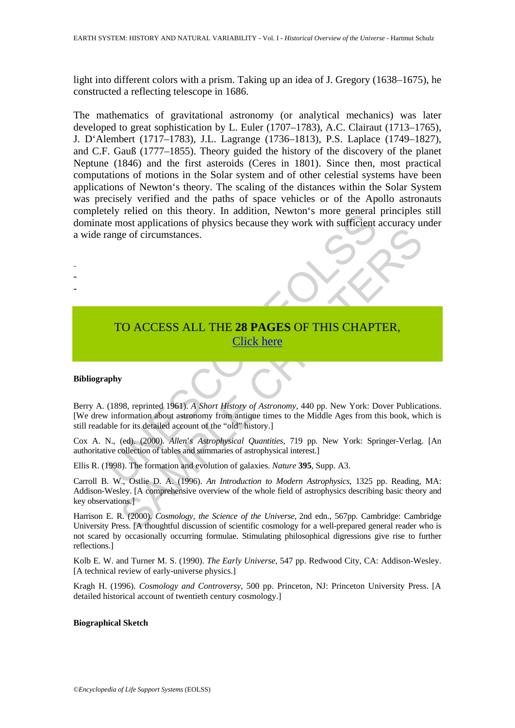light into different colors with a prism. Taking up an idea of J. Gregory (1638–1675), he constructed a reflecting telescope in 1686.

The mathematics of gravitational astronomy (or analytical mechanics) was later developed to great sophistication by L. Euler (1707–1783), A.C. Clairaut (1713–1765), J. D'Alembert (1717–1783), J.L. Lagrange (1736–1813), P.S. Laplace (1749–1827), and C.F. Gauß (1777–1855). Theory guided the history of the discovery of the planet Neptune (1846) and the first asteroids (Ceres in 1801). Since then, most practical computations of motions in the Solar system and of other celestial systems have been applications of Newton's theory. The scaling of the distances within the Solar System was precisely verified and the paths of space vehicles or of the Apollo astronauts completely relied on this theory. In addition, Newton's more general principles still dominate most applications of physics because they work with sufficient accuracy under a wide range of circumstances.

-
-
-

TO ACCESS ALL THE **28 PAGES** OF THIS CHAPTER,
Click here

**Bibliography**

Berry A. (1898, reprinted 1961). *A Short History of Astronomy*, 440 pp. New York: Dover Publications. [We drew information about astronomy from antique times to the Middle Ages from this book, which is still readable for its detailed account of the "old" history.]

Cox A. N., (ed). (2000). *Allen's Astrophysical Quantities*, 719 pp. New York: Springer-Verlag. [An authoritative collection of tables and summaries of astrophysical interest.]

Ellis R. (1998). The formation and evolution of galaxies. *Nature* **395**, Supp. A3.

Carroll B. W., Ostlie D. A. (1996). *An Introduction to Modern Astrophysics*, 1325 pp. Reading, MA: Addison-Wesley. [A comprehensive overview of the whole field of astrophysics describing basic theory and key observations.]

Harrison E. R. (2000). *Cosmology, the Science of the Universe*, 2nd edn., 567pp. Cambridge: Cambridge University Press. [A thoughtful discussion of scientific cosmology for a well-prepared general reader who is not scared by occasionally occurring formulae. Stimulating philosophical digressions give rise to further reflections.]

Kolb E. W. and Turner M. S. (1990). *The Early Universe*, 547 pp. Redwood City, CA: Addison-Wesley. [A technical review of early-universe physics.]

Kragh H. (1996). *Cosmology and Controversy*, 500 pp. Princeton, NJ: Princeton University Press. [A detailed historical account of twentieth century cosmology.]

**Biographical Sketch**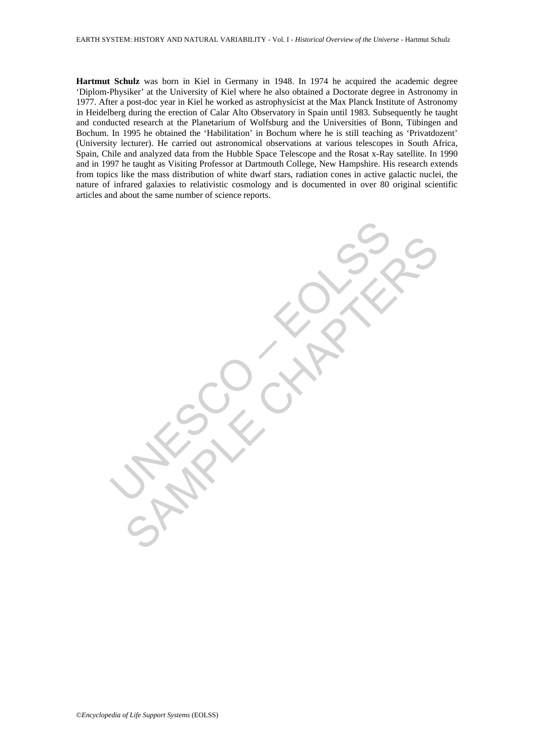**Hartmut Schulz** was born in Kiel in Germany in 1948. In 1974 he acquired the academic degree 'Diplom-Physiker' at the University of Kiel where he also obtained a Doctorate degree in Astronomy in 1977. After a post-doc year in Kiel he worked as astrophysicist at the Max Planck Institute of Astronomy in Heidelberg during the erection of Calar Alto Observatory in Spain until 1983. Subsequently he taught and conducted research at the Planetarium of Wolfsburg and the Universities of Bonn, Tübingen and Bochum. In 1995 he obtained the 'Habilitation' in Bochum where he is still teaching as 'Privatdozent' (University lecturer). He carried out astronomical observations at various telescopes in South Africa, Spain, Chile and analyzed data from the Hubble Space Telescope and the Rosat x-Ray satellite. In 1990 and in 1997 he taught as Visiting Professor at Dartmouth College, New Hampshire. His research extends from topics like the mass distribution of white dwarf stars, radiation cones in active galactic nuclei, the nature of infrared galaxies to relativistic cosmology and is documented in over 80 original scientific articles and about the same number of science reports.